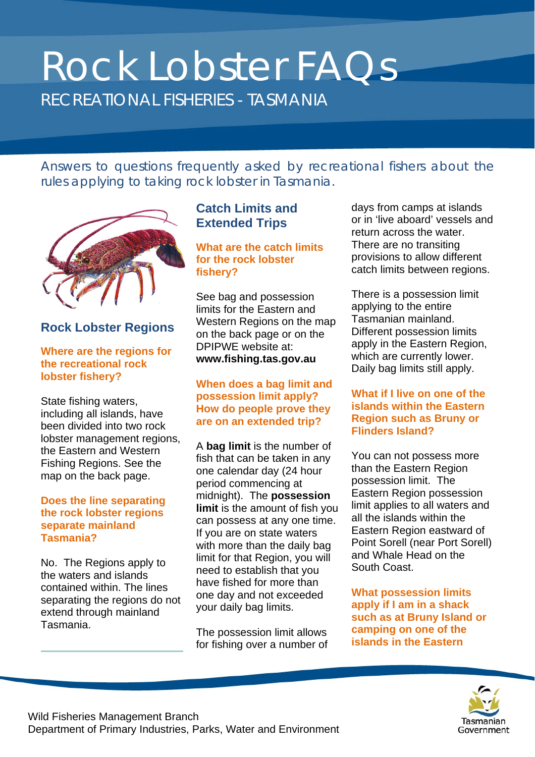# Rock Lobster FAQs

## RECREATIONAL FISHERIES - TASMANIA

Answers to questions frequently asked by recreational fishers about the rules applying to taking rock lobster in Tasmania.

## Rock Lobster Regions

### Where are the regions for the recreational rock lobster fishery?

State fishing waters, including all islands, have been divided into two rock lobster management regions, the Eastern and Western Fishing Regions. See the map on the back page.

### Does the line separating the rock lobster regions separate mainland Tasmania?

No. The Regions apply to the waters and islands contained within. The lines separating the regions do not extend through mainland Tasmania.

## Catch Limits and Extended Trips

### What are the catch limits for the rock lobster fishery?

See bag and possession limits for the Eastern and Western Regions on the map on the back page or on the DPIPWE website at: **www.fishing.tas.gov.au**

### When does a bag limit and possession limit apply? How do people prove they are on an extended trip?

A **bag limit** is the number of fish that can be taken in any one calendar day (24 hour period commencing at midnight). The **possession limit** is the amount of fish you can possess at any one time. If you are on state waters with more than the daily bag limit for that Region, you will need to establish that you have fished for more than one day and not exceeded your daily bag limits.

The possession limit allows for fishing over a number of days from camps at islands or in 'live aboard' vessels and return across the water. There are no transiting provisions to allow different catch limits between regions.

There is a possession limit applying to the entire Tasmanian mainland. Different possession limits apply in the Eastern Region, which are currently lower. Daily bag limits still apply.

### What if I live on one of the islands within the Eastern Region such as Bruny or Flinders Island?

You can not possess more than the Eastern Region possession limit. The Eastern Region possession limit applies to all waters and all the islands within the Eastern Region eastward of Point Sorell (near Port Sorell) and Whale Head on the South Coast.

### What possession limits apply if I am in a shack such as at Bruny Island or camping on one of the islands in the Eastern

Wild Fisheries Management Branch
Department of Primary Industries, Parks, Water and Environment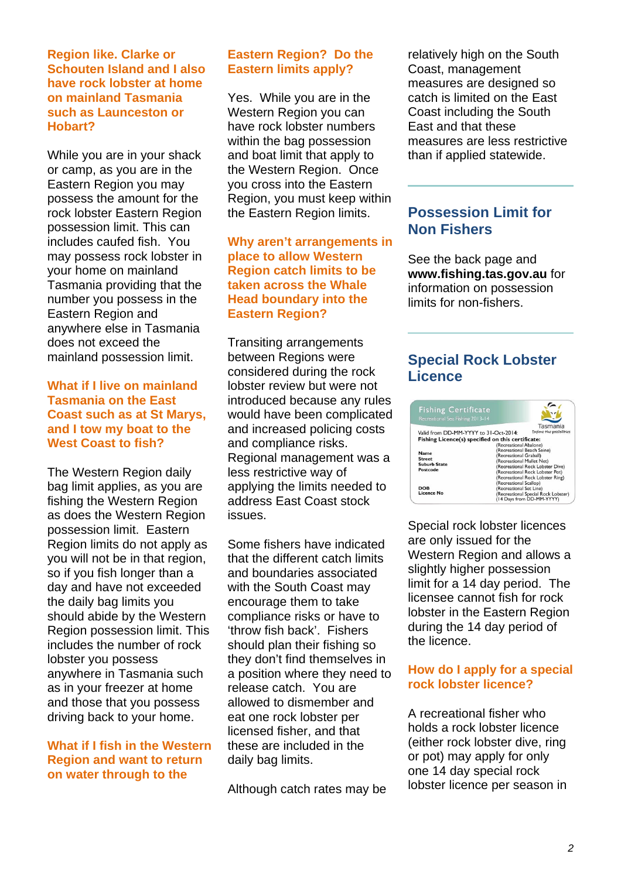**Region like. Clarke or Schouten Island and I also have rock lobster at home on mainland Tasmania such as Launceston or Hobart?**

While you are in your shack or camp, as you are in the Eastern Region you may possess the amount for the rock lobster Eastern Region possession limit. This can includes caufed fish. You may possess rock lobster in your home on mainland Tasmania providing that the number you possess in the Eastern Region and anywhere else in Tasmania does not exceed the mainland possession limit.

**What if I live on mainland Tasmania on the East Coast such as at St Marys, and I tow my boat to the West Coast to fish?**

The Western Region daily bag limit applies, as you are fishing the Western Region as does the Western Region possession limit. Eastern Region limits do not apply as you will not be in that region, so if you fish longer than a day and have not exceeded the daily bag limits you should abide by the Western Region possession limit. This includes the number of rock lobster you possess anywhere in Tasmania such as in your freezer at home and those that you possess driving back to your home.

**What if I fish in the Western Region and want to return on water through to the Eastern Region? Do the Eastern limits apply?**

Yes. While you are in the Western Region you can have rock lobster numbers within the bag possession and boat limit that apply to the Western Region. Once you cross into the Eastern Region, you must keep within the Eastern Region limits.

**Why aren't arrangements in place to allow Western Region catch limits to be taken across the Whale Head boundary into the Eastern Region?**

Transiting arrangements between Regions were considered during the rock lobster review but were not introduced because any rules would have been complicated and increased policing costs and compliance risks. Regional management was a less restrictive way of applying the limits needed to address East Coast stock issues.

Some fishers have indicated that the different catch limits and boundaries associated with the South Coast may encourage them to take compliance risks or have to 'throw fish back'. Fishers should plan their fishing so they don't find themselves in a position where they need to release catch. You are allowed to dismember and eat one rock lobster per licensed fisher, and that these are included in the daily bag limits.

Although catch rates may be relatively high on the South Coast, management measures are designed so catch is limited on the East Coast including the South East and that these measures are less restrictive than if applied statewide.

## Possession Limit for Non Fishers

See the back page and **www.fishing.tas.gov.au** for information on possession limits for non-fishers.

## Special Rock Lobster Licence

Fishing Certificate
Recreational Sea Fishing 2013-14
Tasmania
Explore the possibilities
Valid from DD-MM-YYYY to 31-Oct-2014
Fishing Licence(s) specified on this certificate:
Name
Street
Suburb State
Postcode
DOB
Licence No
(Recreational Abalone)
(Recreational Beach Seine)
(Recreational Graball)
(Recreational Mullet Net)
(Recreational Rock Lobster Dive)
(Recreational Rock Lobster Pot)
(Recreational Rock Lobster Ring)
(Recreational Scallop)
(Recreational Set Line)
(Recreational Special Rock Lobster)
(14 Days from DD-MM-YYYY)

Special rock lobster licences are only issued for the Western Region and allows a slightly higher possession limit for a 14 day period. The licensee cannot fish for rock lobster in the Eastern Region during the 14 day period of the licence.

**How do I apply for a special rock lobster licence?**

A recreational fisher who holds a rock lobster licence (either rock lobster dive, ring or pot) may apply for only one 14 day special rock lobster licence per season in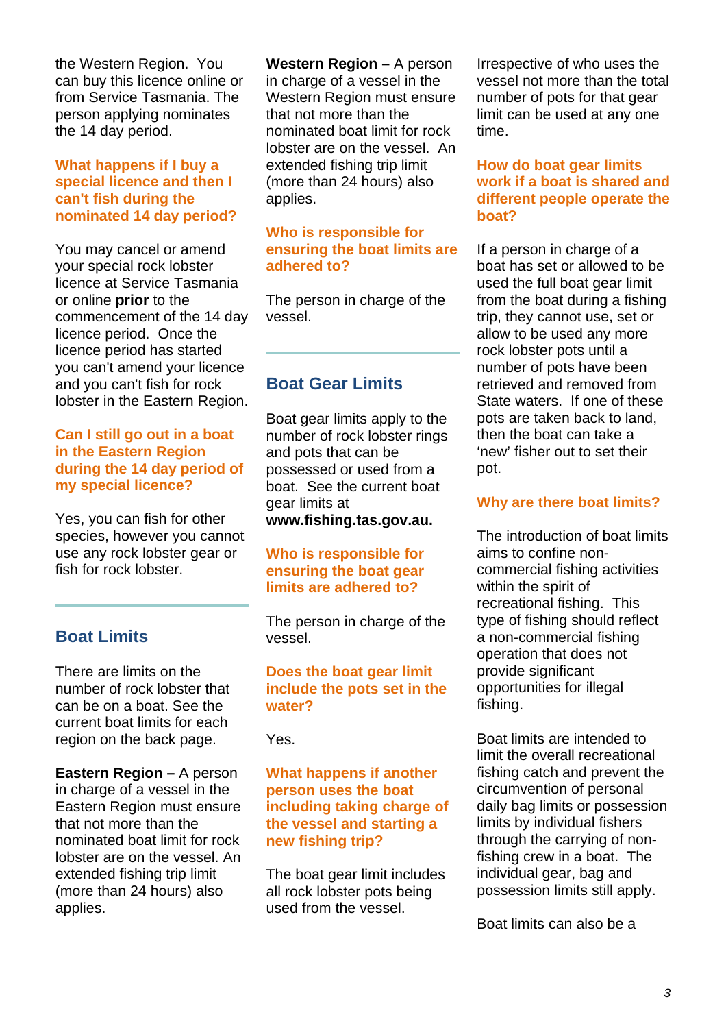the Western Region. You can buy this licence online or from Service Tasmania. The person applying nominates the 14 day period.

### What happens if I buy a special licence and then I can't fish during the nominated 14 day period?

You may cancel or amend your special rock lobster licence at Service Tasmania or online **prior** to the commencement of the 14 day licence period. Once the licence period has started you can't amend your licence and you can't fish for rock lobster in the Eastern Region.

### Can I still go out in a boat in the Eastern Region during the 14 day period of my special licence?

Yes, you can fish for other species, however you cannot use any rock lobster gear or fish for rock lobster.

## Boat Limits

There are limits on the number of rock lobster that can be on a boat. See the current boat limits for each region on the back page.

**Eastern Region –** A person in charge of a vessel in the Eastern Region must ensure that not more than the nominated boat limit for rock lobster are on the vessel. An extended fishing trip limit (more than 24 hours) also applies.

**Western Region –** A person in charge of a vessel in the Western Region must ensure that not more than the nominated boat limit for rock lobster are on the vessel. An extended fishing trip limit (more than 24 hours) also applies.

### Who is responsible for ensuring the boat limits are adhered to?

The person in charge of the vessel.

## Boat Gear Limits

Boat gear limits apply to the number of rock lobster rings and pots that can be possessed or used from a boat. See the current boat gear limits at **www.fishing.tas.gov.au.**

### Who is responsible for ensuring the boat gear limits are adhered to?

The person in charge of the vessel.

### Does the boat gear limit include the pots set in the water?

Yes.

### What happens if another person uses the boat including taking charge of the vessel and starting a new fishing trip?

The boat gear limit includes all rock lobster pots being used from the vessel. Irrespective of who uses the vessel not more than the total number of pots for that gear limit can be used at any one time.

### How do boat gear limits work if a boat is shared and different people operate the boat?

If a person in charge of a boat has set or allowed to be used the full boat gear limit from the boat during a fishing trip, they cannot use, set or allow to be used any more rock lobster pots until a number of pots have been retrieved and removed from State waters. If one of these pots are taken back to land, then the boat can take a 'new' fisher out to set their pot.

### Why are there boat limits?

The introduction of boat limits aims to confine non-commercial fishing activities within the spirit of recreational fishing. This type of fishing should reflect a non-commercial fishing operation that does not provide significant opportunities for illegal fishing.

Boat limits are intended to limit the overall recreational fishing catch and prevent the circumvention of personal daily bag limits or possession limits by individual fishers through the carrying of non-fishing crew in a boat. The individual gear, bag and possession limits still apply.

Boat limits can also be a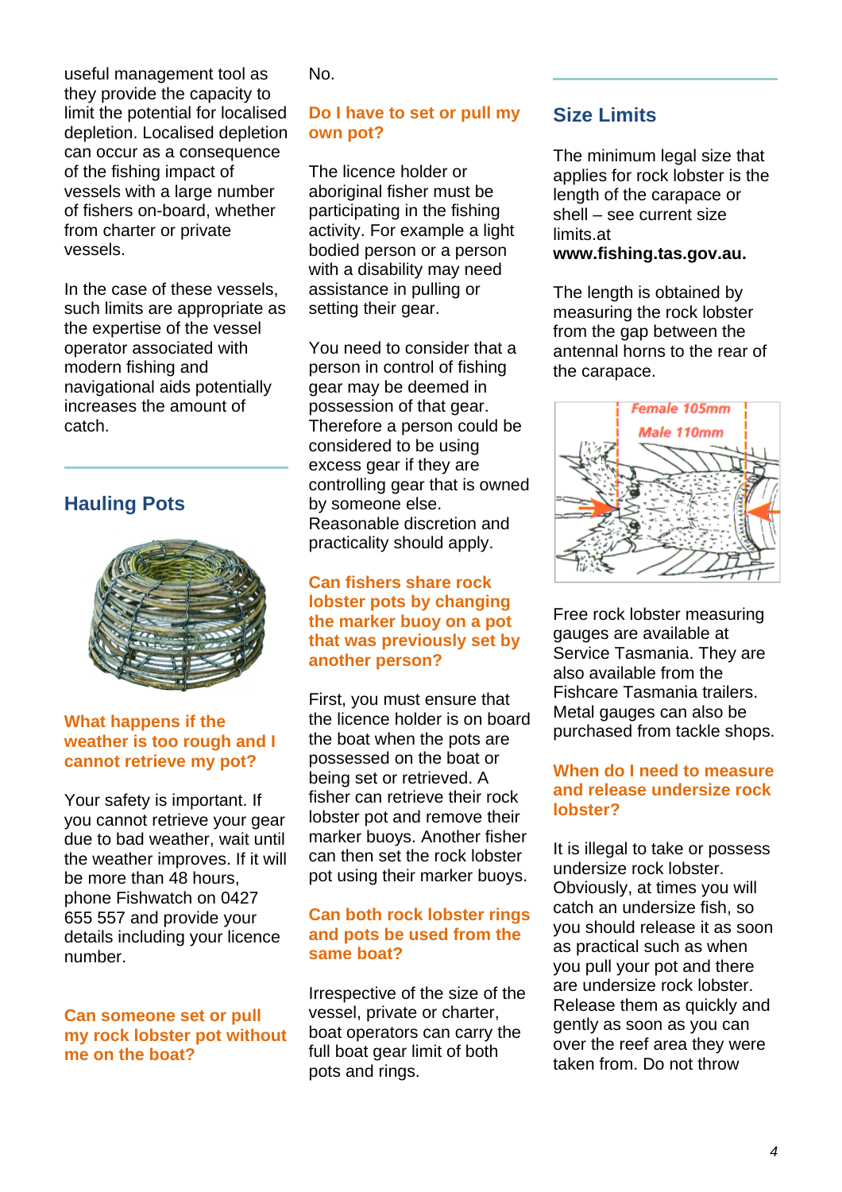useful management tool as they provide the capacity to limit the potential for localised depletion. Localised depletion can occur as a consequence of the fishing impact of vessels with a large number of fishers on-board, whether from charter or private vessels.

In the case of these vessels, such limits are appropriate as the expertise of the vessel operator associated with modern fishing and navigational aids potentially increases the amount of catch.

## Hauling Pots

### What happens if the weather is too rough and I cannot retrieve my pot?

Your safety is important. If you cannot retrieve your gear due to bad weather, wait until the weather improves. If it will be more than 48 hours, phone Fishwatch on 0427 655 557 and provide your details including your licence number.

### Can someone set or pull my rock lobster pot without me on the boat?

No.

### Do I have to set or pull my own pot?

The licence holder or aboriginal fisher must be participating in the fishing activity. For example a light bodied person or a person with a disability may need assistance in pulling or setting their gear.

You need to consider that a person in control of fishing gear may be deemed in possession of that gear. Therefore a person could be considered to be using excess gear if they are controlling gear that is owned by someone else. Reasonable discretion and practicality should apply.

### Can fishers share rock lobster pots by changing the marker buoy on a pot that was previously set by another person?

First, you must ensure that the licence holder is on board the boat when the pots are possessed on the boat or being set or retrieved. A fisher can retrieve their rock lobster pot and remove their marker buoys. Another fisher can then set the rock lobster pot using their marker buoys.

### Can both rock lobster rings and pots be used from the same boat?

Irrespective of the size of the vessel, private or charter, boat operators can carry the full boat gear limit of both pots and rings.

## Size Limits

The minimum legal size that applies for rock lobster is the length of the carapace or shell – see current size limits.at **www.fishing.tas.gov.au.**

The length is obtained by measuring the rock lobster from the gap between the antennal horns to the rear of the carapace.

Female 105mm
Male 110mm

Free rock lobster measuring gauges are available at Service Tasmania. They are also available from the Fishcare Tasmania trailers. Metal gauges can also be purchased from tackle shops.

### When do I need to measure and release undersize rock lobster?

It is illegal to take or possess undersize rock lobster. Obviously, at times you will catch an undersize fish, so you should release it as soon as practical such as when you pull your pot and there are undersize rock lobster. Release them as quickly and gently as soon as you can over the reef area they were taken from. Do not throw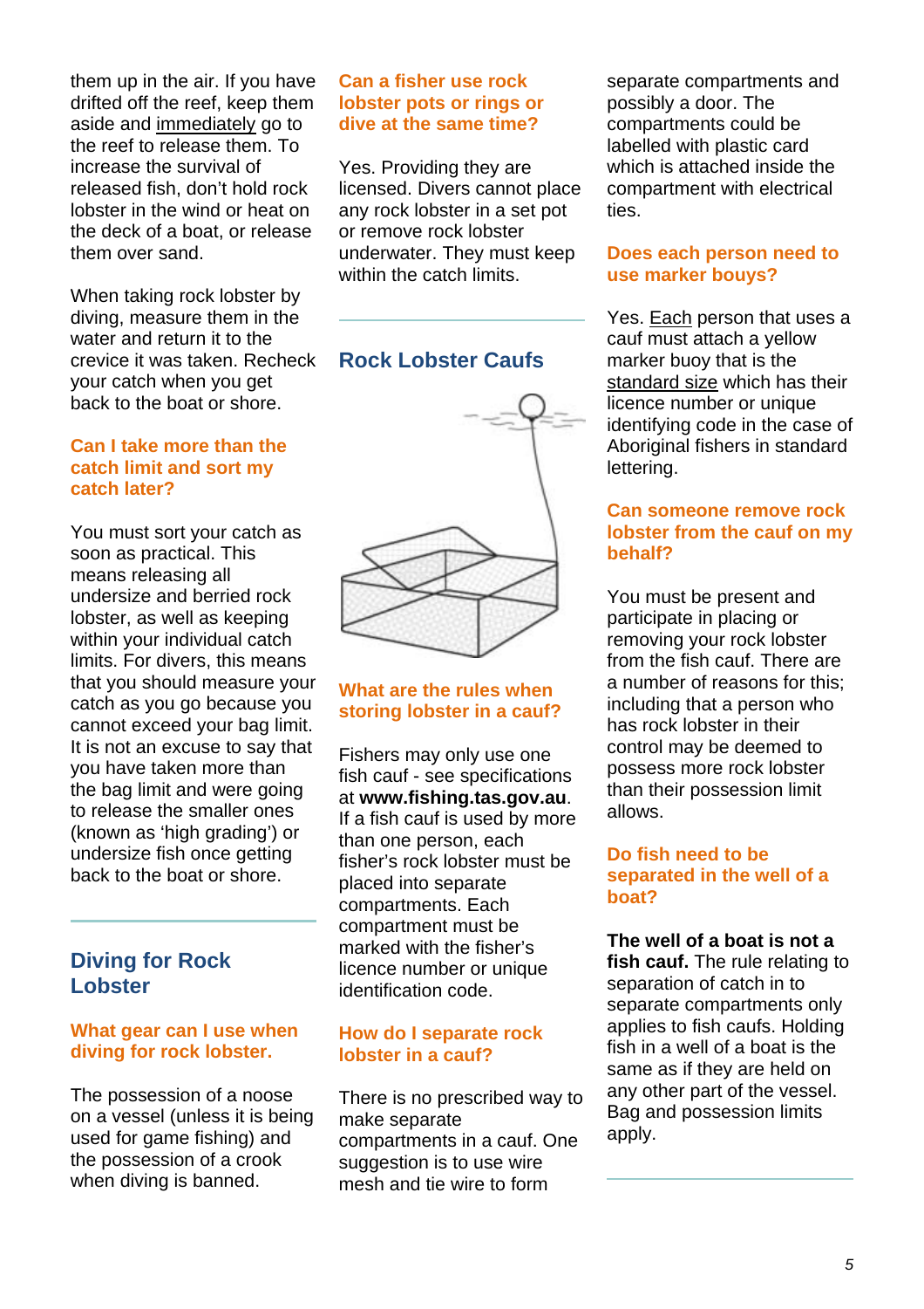them up in the air. If you have drifted off the reef, keep them aside and immediately go to the reef to release them. To increase the survival of released fish, don't hold rock lobster in the wind or heat on the deck of a boat, or release them over sand.

When taking rock lobster by diving, measure them in the water and return it to the crevice it was taken. Recheck your catch when you get back to the boat or shore.

### Can I take more than the catch limit and sort my catch later?

You must sort your catch as soon as practical. This means releasing all undersize and berried rock lobster, as well as keeping within your individual catch limits. For divers, this means that you should measure your catch as you go because you cannot exceed your bag limit. It is not an excuse to say that you have taken more than the bag limit and were going to release the smaller ones (known as 'high grading') or undersize fish once getting back to the boat or shore.

## Diving for Rock Lobster

### What gear can I use when diving for rock lobster.

The possession of a noose on a vessel (unless it is being used for game fishing) and the possession of a crook when diving is banned.

### Can a fisher use rock lobster pots or rings or dive at the same time?

Yes. Providing they are licensed. Divers cannot place any rock lobster in a set pot or remove rock lobster underwater. They must keep within the catch limits.

## Rock Lobster Caufs

### What are the rules when storing lobster in a cauf?

Fishers may only use one fish cauf - see specifications at **www.fishing.tas.gov.au**. If a fish cauf is used by more than one person, each fisher's rock lobster must be placed into separate compartments. Each compartment must be marked with the fisher's licence number or unique identification code.

### How do I separate rock lobster in a cauf?

There is no prescribed way to make separate compartments in a cauf. One suggestion is to use wire mesh and tie wire to form separate compartments and possibly a door. The compartments could be labelled with plastic card which is attached inside the compartment with electrical ties.

### Does each person need to use marker bouys?

Yes. Each person that uses a cauf must attach a yellow marker buoy that is the standard size which has their licence number or unique identifying code in the case of Aboriginal fishers in standard lettering.

### Can someone remove rock lobster from the cauf on my behalf?

You must be present and participate in placing or removing your rock lobster from the fish cauf. There are a number of reasons for this; including that a person who has rock lobster in their control may be deemed to possess more rock lobster than their possession limit allows.

### Do fish need to be separated in the well of a boat?

**The well of a boat is not a fish cauf.** The rule relating to separation of catch in to separate compartments only applies to fish caufs. Holding fish in a well of a boat is the same as if they are held on any other part of the vessel. Bag and possession limits apply.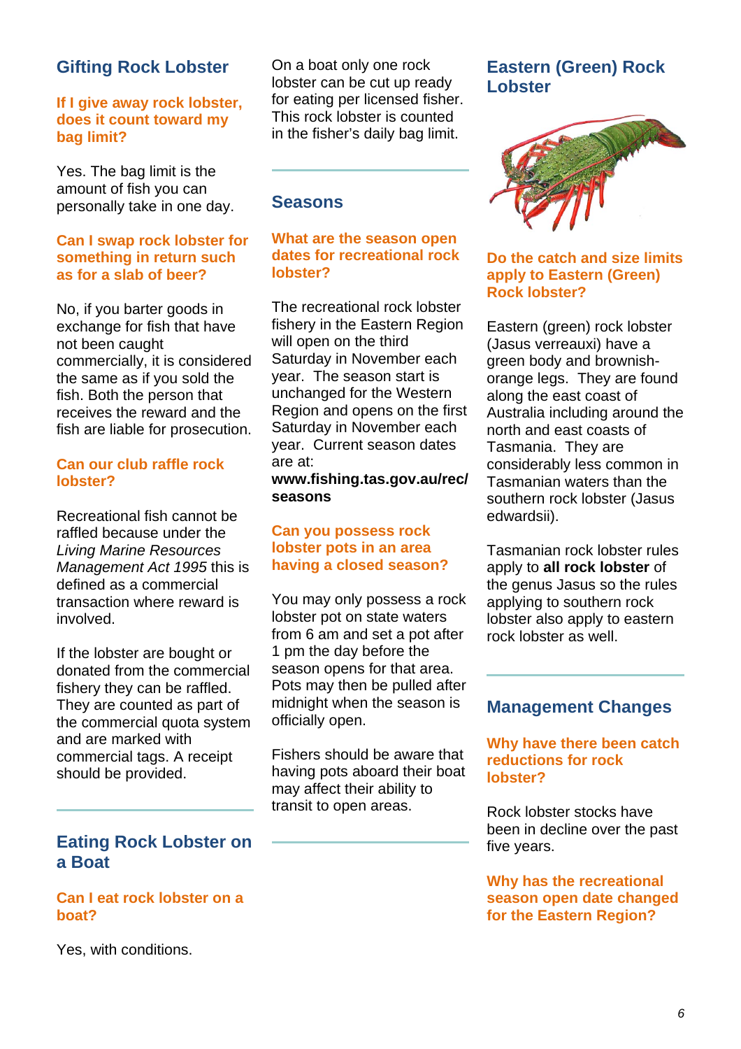## Gifting Rock Lobster

### If I give away rock lobster, does it count toward my bag limit?

Yes. The bag limit is the amount of fish you can personally take in one day.

### Can I swap rock lobster for something in return such as for a slab of beer?

No, if you barter goods in exchange for fish that have not been caught commercially, it is considered the same as if you sold the fish. Both the person that receives the reward and the fish are liable for prosecution.

### Can our club raffle rock lobster?

Recreational fish cannot be raffled because under the *Living Marine Resources Management Act 1995* this is defined as a commercial transaction where reward is involved.

If the lobster are bought or donated from the commercial fishery they can be raffled. They are counted as part of the commercial quota system and are marked with commercial tags. A receipt should be provided.

## Eating Rock Lobster on a Boat

### Can I eat rock lobster on a boat?

Yes, with conditions.

On a boat only one rock lobster can be cut up ready for eating per licensed fisher. This rock lobster is counted in the fisher's daily bag limit.

## Seasons

### What are the season open dates for recreational rock lobster?

The recreational rock lobster fishery in the Eastern Region will open on the third Saturday in November each year. The season start is unchanged for the Western Region and opens on the first Saturday in November each year. Current season dates are at:
**www.fishing.tas.gov.au/rec/seasons**

### Can you possess rock lobster pots in an area having a closed season?

You may only possess a rock lobster pot on state waters from 6 am and set a pot after 1 pm the day before the season opens for that area. Pots may then be pulled after midnight when the season is officially open.

Fishers should be aware that having pots aboard their boat may affect their ability to transit to open areas.

## Eastern (Green) Rock Lobster

### Do the catch and size limits apply to Eastern (Green) Rock lobster?

Eastern (green) rock lobster (Jasus verreauxi) have a green body and brownish-orange legs. They are found along the east coast of Australia including around the north and east coasts of Tasmania. They are considerably less common in Tasmanian waters than the southern rock lobster (Jasus edwardsii).

Tasmanian rock lobster rules apply to **all rock lobster** of the genus Jasus so the rules applying to southern rock lobster also apply to eastern rock lobster as well.

## Management Changes

### Why have there been catch reductions for rock lobster?

Rock lobster stocks have been in decline over the past five years.

### Why has the recreational season open date changed for the Eastern Region?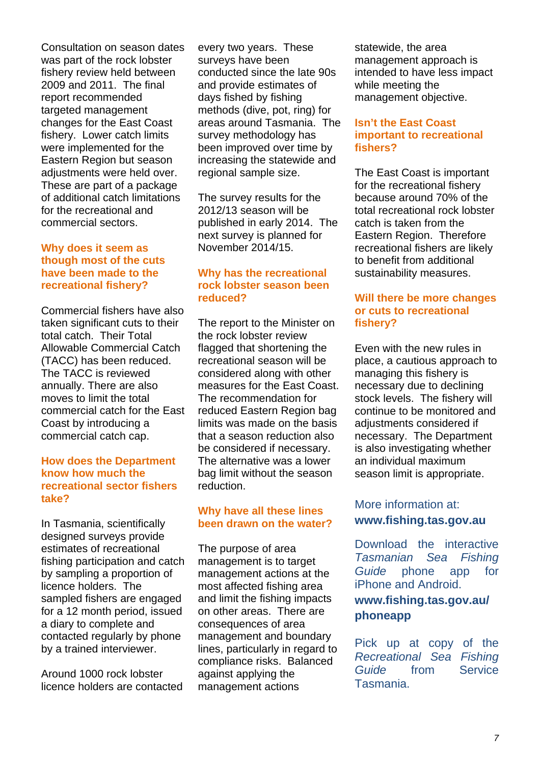Consultation on season dates was part of the rock lobster fishery review held between 2009 and 2011. The final report recommended targeted management changes for the East Coast fishery. Lower catch limits were implemented for the Eastern Region but season adjustments were held over. These are part of a package of additional catch limitations for the recreational and commercial sectors.

## Why does it seem as though most of the cuts have been made to the recreational fishery?

Commercial fishers have also taken significant cuts to their total catch. Their Total Allowable Commercial Catch (TACC) has been reduced. The TACC is reviewed annually. There are also moves to limit the total commercial catch for the East Coast by introducing a commercial catch cap.

## How does the Department know how much the recreational sector fishers take?

In Tasmania, scientifically designed surveys provide estimates of recreational fishing participation and catch by sampling a proportion of licence holders. The sampled fishers are engaged for a 12 month period, issued a diary to complete and contacted regularly by phone by a trained interviewer.

Around 1000 rock lobster licence holders are contacted every two years. These surveys have been conducted since the late 90s and provide estimates of days fished by fishing methods (dive, pot, ring) for areas around Tasmania. The survey methodology has been improved over time by increasing the statewide and regional sample size.

The survey results for the 2012/13 season will be published in early 2014. The next survey is planned for November 2014/15.

## Why has the recreational rock lobster season been reduced?

The report to the Minister on the rock lobster review flagged that shortening the recreational season will be considered along with other measures for the East Coast. The recommendation for reduced Eastern Region bag limits was made on the basis that a season reduction also be considered if necessary. The alternative was a lower bag limit without the season reduction.

## Why have all these lines been drawn on the water?

The purpose of area management is to target management actions at the most affected fishing area and limit the fishing impacts on other areas. There are consequences of area management and boundary lines, particularly in regard to compliance risks. Balanced against applying the management actions statewide, the area management approach is intended to have less impact while meeting the management objective.

## Isn't the East Coast important to recreational fishers?

The East Coast is important for the recreational fishery because around 70% of the total recreational rock lobster catch is taken from the Eastern Region. Therefore recreational fishers are likely to benefit from additional sustainability measures.

## Will there be more changes or cuts to recreational fishery?

Even with the new rules in place, a cautious approach to managing this fishery is necessary due to declining stock levels. The fishery will continue to be monitored and adjustments considered if necessary. The Department is also investigating whether an individual maximum season limit is appropriate.

More information at:
**www.fishing.tas.gov.au**

Download the interactive *Tasmanian Sea Fishing Guide* phone app for iPhone and Android.
**www.fishing.tas.gov.au/phoneapp**

Pick up at copy of the *Recreational Sea Fishing Guide* from Service Tasmania.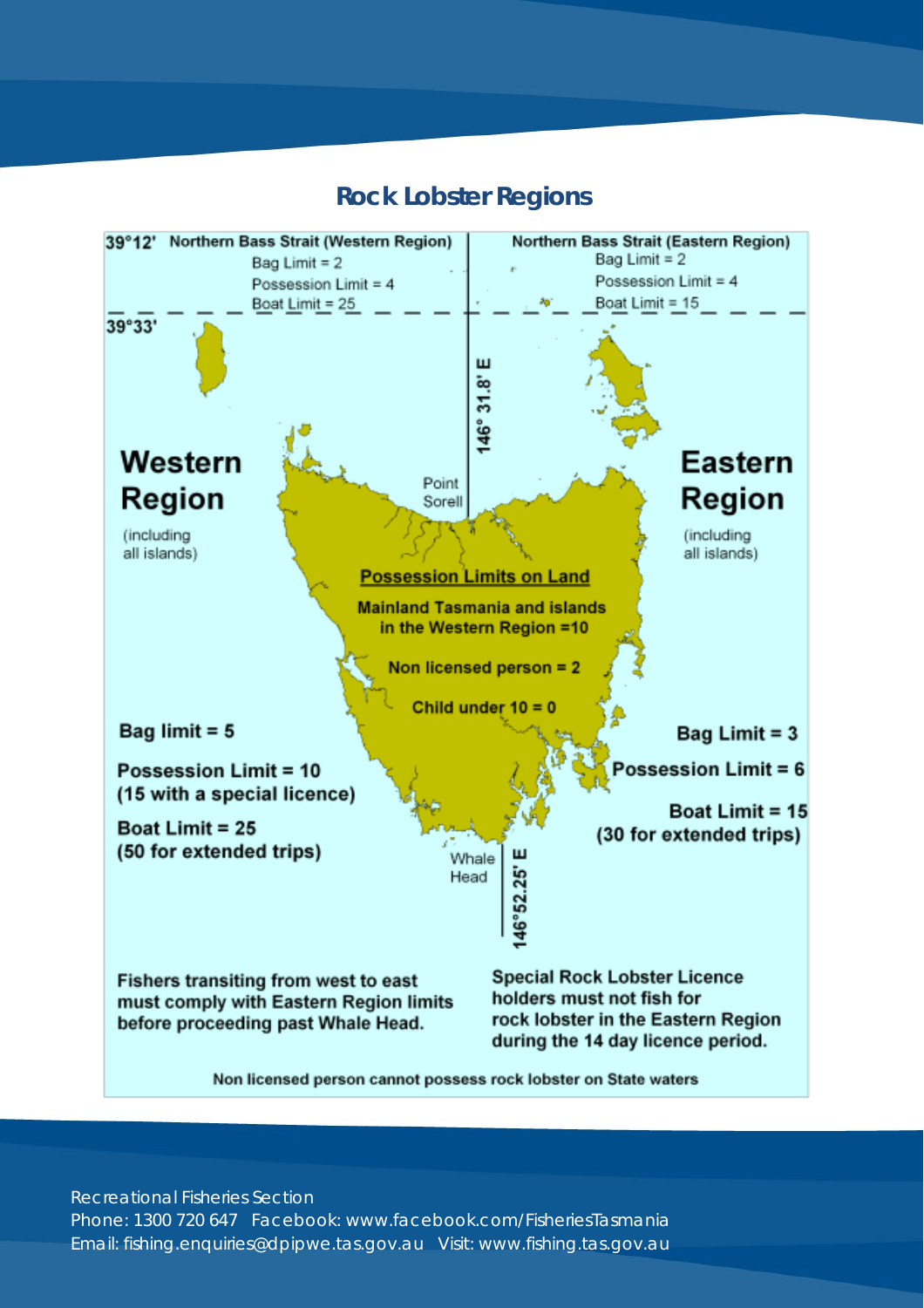## Rock Lobster Regions

39°12'

**Northern Bass Strait (Western Region)**

Bag Limit = 2

Possession Limit = 4

Boat Limit = 25

**Northern Bass Strait (Eastern Region)**

Bag Limit = 2

Possession Limit = 4

Boat Limit = 15

39°33'

146° 31.8' E

**Western Region**

(including all islands)

Point Sorell

**Eastern Region**

(including all islands)

**Possession Limits on Land**

**Mainland Tasmania and islands in the Western Region =10**

**Non licensed person = 2**

**Child under 10 = 0**

**Bag limit = 5**

**Possession Limit = 10 (15 with a special licence)**

**Boat Limit = 25 (50 for extended trips)**

**Bag Limit = 3**

**Possession Limit = 6**

**Boat Limit = 15 (30 for extended trips)**

Whale Head

146°52.25' E

**Fishers transiting from west to east must comply with Eastern Region limits before proceeding past Whale Head.**

**Special Rock Lobster Licence holders must not fish for rock lobster in the Eastern Region during the 14 day licence period.**

**Non licensed person cannot possess rock lobster on State waters**

Recreational Fisheries Section

Phone: 1300 720 647 Facebook: www.facebook.com/FisheriesTasmania

Email: fishing.enquiries@dpipwe.tas.gov.au Visit: www.fishing.tas.gov.au